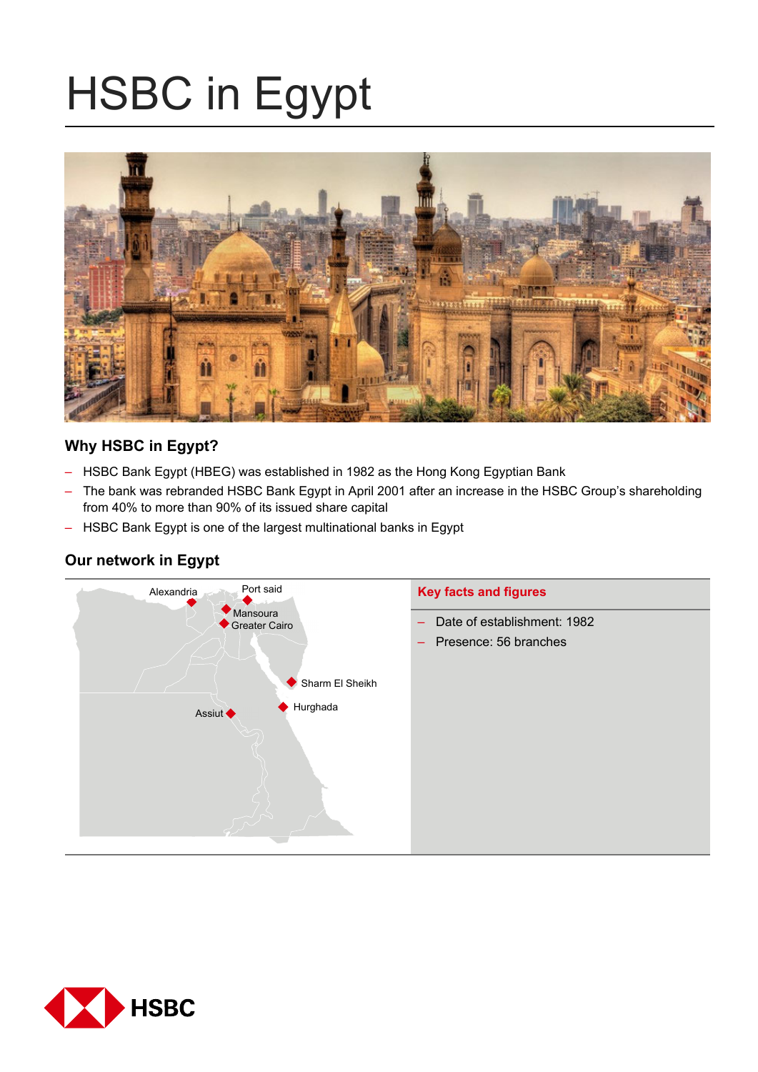# HSBC in Egypt

## Why HSBC in Egypt?

- HSBC Bank Egypt (HBEG) was established in 1982 as the Hong Kong Egyptian Bank
- The bank was rebranded HSBC Bank Egypt in April 2001 after an increase in the HSBC Group's shareholding from 40% to more than 90% of its issued share capital
- HSBC Bank Egypt is one of the largest multinational banks in Egypt

## Our network in Egypt

Alexandria
Port said
Mansoura
Greater Cairo
Sharm El Sheikh
Hurghada
Assiut

**Key facts and figures**

- Date of establishment: 1982
- Presence: 56 branches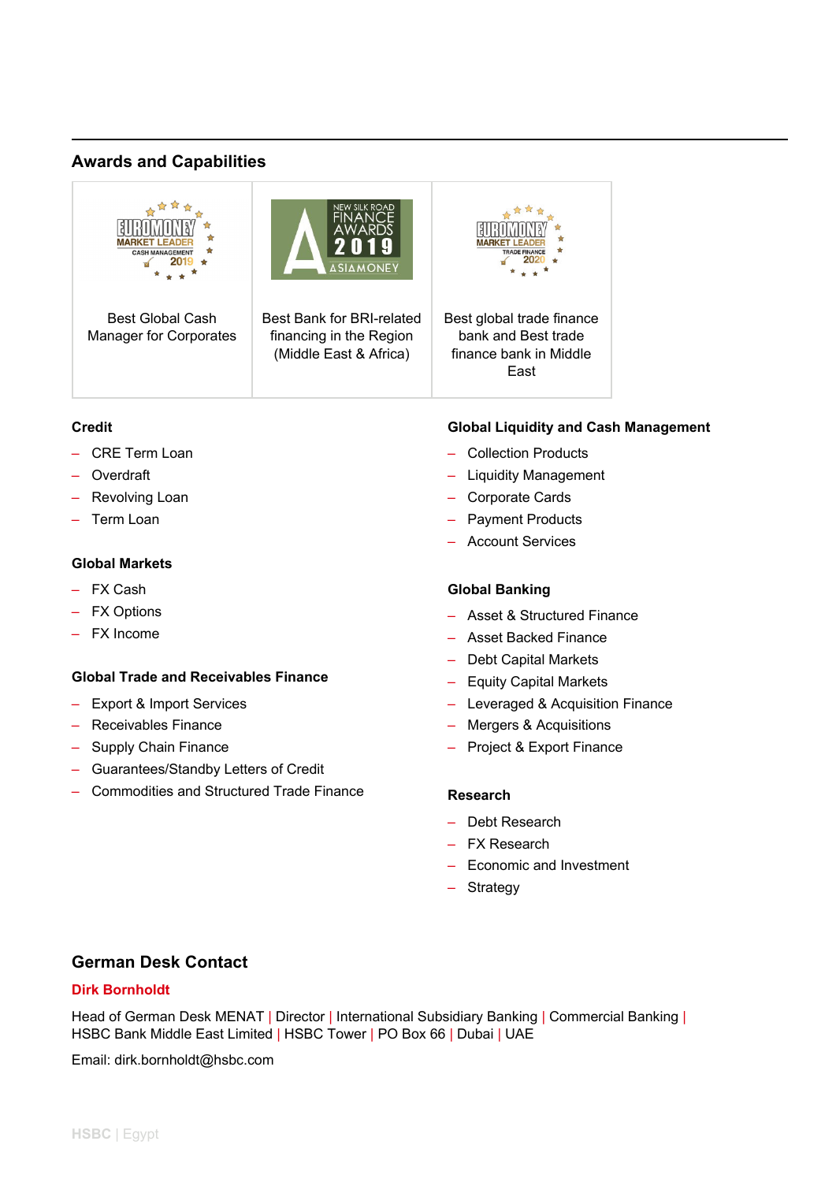## Awards and Capabilities

| | | |
|---|---|---|
| Best Global Cash Manager for Corporates | Best Bank for BRI-related financing in the Region (Middle East & Africa) | Best global trade finance bank and Best trade finance bank in Middle East |

### Credit

- CRE Term Loan
- Overdraft
- Revolving Loan
- Term Loan

### Global Markets

- FX Cash
- FX Options
- FX Income

### Global Trade and Receivables Finance

- Export & Import Services
- Receivables Finance
- Supply Chain Finance
- Guarantees/Standby Letters of Credit
- Commodities and Structured Trade Finance

### Global Liquidity and Cash Management

- Collection Products
- Liquidity Management
- Corporate Cards
- Payment Products
- Account Services

### Global Banking

- Asset & Structured Finance
- Asset Backed Finance
- Debt Capital Markets
- Equity Capital Markets
- Leveraged & Acquisition Finance
- Mergers & Acquisitions
- Project & Export Finance

### Research

- Debt Research
- FX Research
- Economic and Investment
- Strategy

## German Desk Contact

**Dirk Bornholdt**

Head of German Desk MENAT | Director | International Subsidiary Banking | Commercial Banking | HSBC Bank Middle East Limited | HSBC Tower | PO Box 66 | Dubai | UAE

Email: dirk.bornholdt@hsbc.com